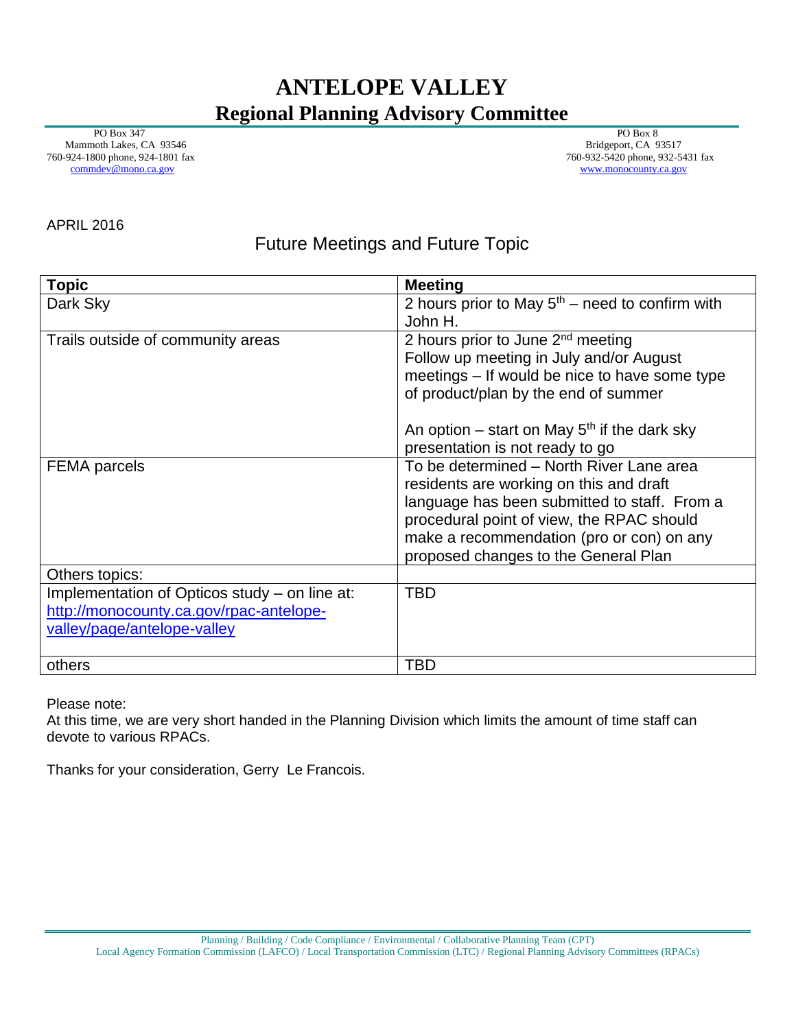# ANTELOPE VALLEY

## Regional Planning Advisory Committee

PO Box 347
Mammoth Lakes, CA 93546
760-924-1800 phone, 924-1801 fax
commdev@mono.ca.gov

PO Box 8
Bridgeport, CA 93517
760-932-5420 phone, 932-5431 fax
www.monocounty.ca.gov

APRIL 2016

## Future Meetings and Future Topic

| Topic | Meeting |
|---|---|
| Dark Sky | 2 hours prior to May 5th – need to confirm with John H. |
| Trails outside of community areas | 2 hours prior to June 2nd meeting<br>Follow up meeting in July and/or August meetings – If would be nice to have some type of product/plan by the end of summer<br><br>An option – start on May 5th if the dark sky presentation is not ready to go |
| FEMA parcels | To be determined – North River Lane area residents are working on this and draft language has been submitted to staff. From a procedural point of view, the RPAC should make a recommendation (pro or con) on any proposed changes to the General Plan |
| Others topics: | |
| Implementation of Opticos study – on line at: http://monocounty.ca.gov/rpac-antelope-valley/page/antelope-valley | TBD |
| others | TBD |

Please note:
At this time, we are very short handed in the Planning Division which limits the amount of time staff can devote to various RPACs.

Thanks for your consideration, Gerry Le Francois.

Planning / Building / Code Compliance / Environmental / Collaborative Planning Team (CPT)
Local Agency Formation Commission (LAFCO) / Local Transportation Commission (LTC) / Regional Planning Advisory Committees (RPACs)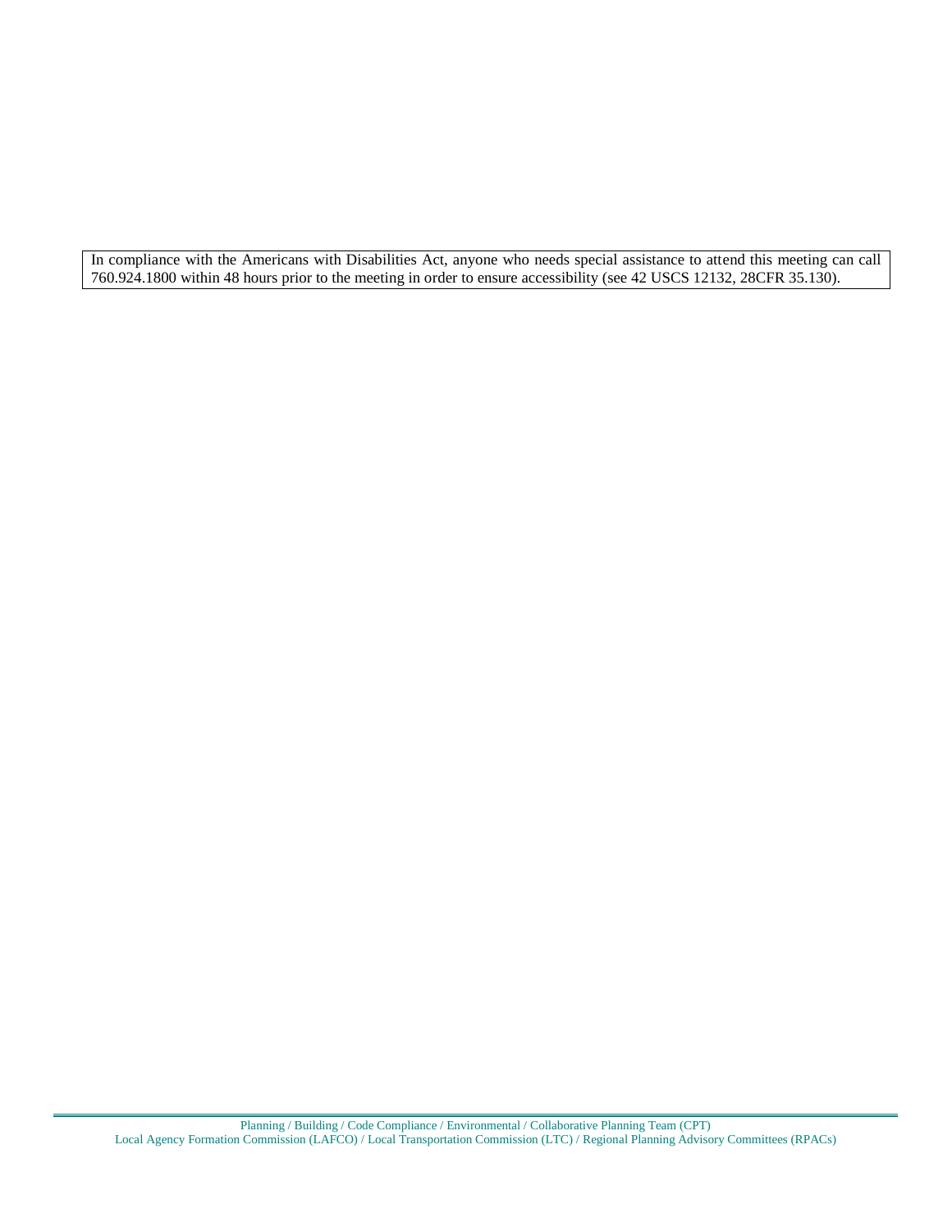In compliance with the Americans with Disabilities Act, anyone who needs special assistance to attend this meeting can call 760.924.1800 within 48 hours prior to the meeting in order to ensure accessibility (see 42 USCS 12132, 28CFR 35.130).

Planning / Building / Code Compliance / Environmental / Collaborative Planning Team (CPT)
Local Agency Formation Commission (LAFCO) / Local Transportation Commission (LTC) / Regional Planning Advisory Committees (RPACs)